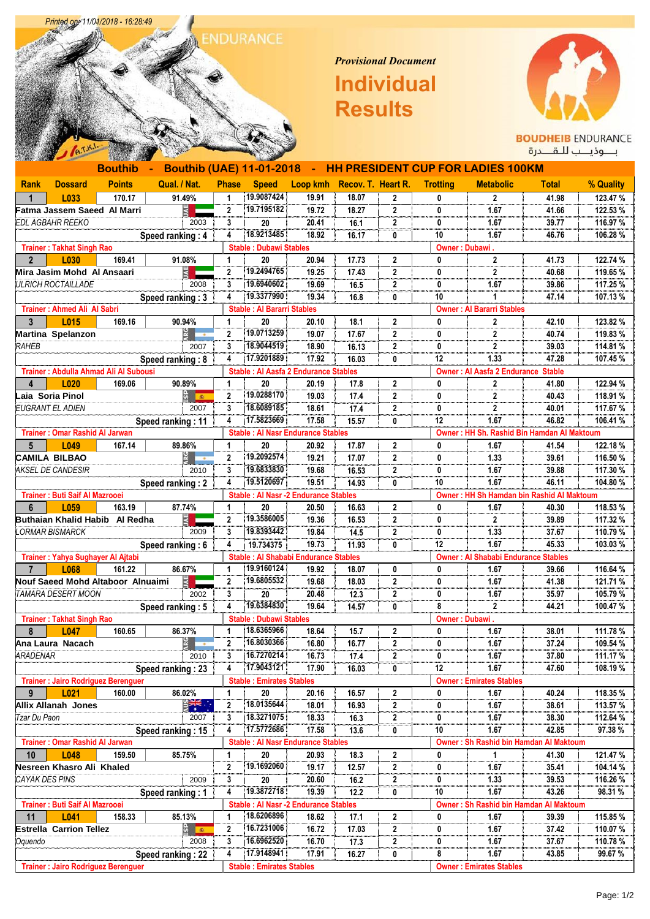Printed on: 11/01/2018 - 16:28:49

ENDURANCE

*Provisional Document*

# Individual Results

BOUDHEIB ENDURANCE

بـوذيـب للـقـدرة

## Bouthib - Bouthib (UAE) 11-01-2018 - HH PRESIDENT CUP FOR LADIES 100KM

| Rank | Dossard | Points | Qual. / Nat. | Phase | Speed | Loop kmh | Recov. T. | Heart R. | Trotting | Metabolic | Total | % Quality |
|---|---|---|---|---|---|---|---|---|---|---|---|---|
| 1 | L033 | 170.17 | 91.49% | 1 | 19.9087424 | 19.91 | 18.07 | 2 | 0 | 2 | 41.98 | 123.47 % |
| Fatma Jassem Saeed Al Marri | | | UAE | 2 | 19.7195182 | 19.72 | 18.27 | 2 | 0 | 1.67 | 41.66 | 122.53 % |
| EDL AGBAHR REEKO | | | 2003 | 3 | 20 | 20.41 | 16.1 | 2 | 0 | 1.67 | 39.77 | 116.97 % |
| | | Speed ranking : 4 | | 4 | 18.9213485 | 18.92 | 16.17 | 0 | 10 | 1.67 | 46.76 | 106.28 % |
| Trainer : Takhat Singh Rao | | | | Stable : Dubawi Stables | | | | | Owner : Dubawi . | | | |
| 2 | L030 | 169.41 | 91.08% | 1 | 20 | 20.94 | 17.73 | 2 | 0 | 2 | 41.73 | 122.74 % |
| Mira Jasim Mohd Al Ansaari | | | UAE | 2 | 19.2494765 | 19.25 | 17.43 | 2 | 0 | 2 | 40.68 | 119.65 % |
| ULRICH ROCTAILLADE | | | 2008 | 3 | 19.6940602 | 19.69 | 16.5 | 2 | 0 | 1.67 | 39.86 | 117.25 % |
| | | Speed ranking : 3 | | 4 | 19.3377990 | 19.34 | 16.8 | 0 | 10 | 1 | 47.14 | 107.13 % |
| Trainer : Ahmed Ali Al Sabri | | | | Stable : Al Bararri Stables | | | | | Owner : Al Bararri Stables | | | |
| 3 | L015 | 169.16 | 90.94% | 1 | 20 | 20.10 | 18.1 | 2 | 0 | 2 | 42.10 | 123.82 % |
| Martina Spelanzon | | | ARG | 2 | 19.0713259 | 19.07 | 17.67 | 2 | 0 | 2 | 40.74 | 119.83 % |
| RAHEB | | | 2007 | 3 | 18.9044519 | 18.90 | 16.13 | 2 | 0 | 2 | 39.03 | 114.81 % |
| | | Speed ranking : 8 | | 4 | 17.9201889 | 17.92 | 16.03 | 0 | 12 | 1.33 | 47.28 | 107.45 % |
| Trainer : Abdulla Ahmad Ali Al Subousi | | | | Stable : Al Aasfa 2 Endurance Stables | | | | | Owner : Al Aasfa 2 Endurance Stable | | | |
| 4 | L020 | 169.06 | 90.89% | 1 | 20 | 20.19 | 17.8 | 2 | 0 | 2 | 41.80 | 122.94 % |
| Laia Soria Pinol | | | ESP | 2 | 19.0288170 | 19.03 | 17.4 | 2 | 0 | 2 | 40.43 | 118.91 % |
| EUGRANT EL ADIEN | | | 2007 | 3 | 18.6089185 | 18.61 | 17.4 | 2 | 0 | 2 | 40.01 | 117.67 % |
| | | Speed ranking : 11 | | 4 | 17.5823669 | 17.58 | 15.57 | 0 | 12 | 1.67 | 46.82 | 106.41 % |
| Trainer : Omar Rashid Al Jarwan | | | | Stable : Al Nasr Endurance Stables | | | | | Owner : HH Sh. Rashid Bin Hamdan Al Maktoum | | | |
| 5 | L049 | 167.14 | 89.86% | 1 | 20 | 20.92 | 17.87 | 2 | 0 | 1.67 | 41.54 | 122.18 % |
| CAMILA BILBAO | | | ARG | 2 | 19.2092574 | 19.21 | 17.07 | 2 | 0 | 1.33 | 39.61 | 116.50 % |
| AKSEL DE CANDESIR | | | 2010 | 3 | 19.6833830 | 19.68 | 16.53 | 2 | 0 | 1.67 | 39.88 | 117.30 % |
| | | Speed ranking : 2 | | 4 | 19.5120697 | 19.51 | 14.93 | 0 | 10 | 1.67 | 46.11 | 104.80 % |
| Trainer : Buti Saif Al Mazrooei | | | | Stable : Al Nasr -2 Endurance Stables | | | | | Owner : HH Sh Hamdan bin Rashid Al Maktoum | | | |
| 6 | L059 | 163.19 | 87.74% | 1 | 20 | 20.50 | 16.63 | 2 | 0 | 1.67 | 40.30 | 118.53 % |
| Buthaian Khalid Habib Al Redha | | | UAE | 2 | 19.3586005 | 19.36 | 16.53 | 2 | 0 | 2 | 39.89 | 117.32 % |
| LORMAR BISMARCK | | | 2009 | 3 | 19.8393442 | 19.84 | 14.5 | 2 | 0 | 1.33 | 37.67 | 110.79 % |
| | | Speed ranking : 6 | | 4 | 19.734375 | 19.73 | 11.93 | 0 | 12 | 1.67 | 45.33 | 103.03 % |
| Trainer : Yahya Sughayer Al Ajtabi | | | | Stable : Al Shababi Endurance Stables | | | | | Owner : Al Shababi Endurance Stables | | | |
| 7 | L068 | 161.22 | 86.67% | 1 | 19.9160124 | 19.92 | 18.07 | 0 | 0 | 1.67 | 39.66 | 116.64 % |
| Nouf Saeed Mohd Altaboor Alnuaimi | | | UAE | 2 | 19.6805532 | 19.68 | 18.03 | 2 | 0 | 1.67 | 41.38 | 121.71 % |
| TAMARA DESERT MOON | | | 2002 | 3 | 20 | 20.48 | 12.3 | 2 | 0 | 1.67 | 35.97 | 105.79 % |
| | | Speed ranking : 5 | | 4 | 19.6384830 | 19.64 | 14.57 | 0 | 8 | 2 | 44.21 | 100.47 % |
| Trainer : Takhat Singh Rao | | | | Stable : Dubawi Stables | | | | | Owner : Dubawi . | | | |
| 8 | L047 | 160.65 | 86.37% | 1 | 18.6365966 | 18.64 | 15.7 | 2 | 0 | 1.67 | 38.01 | 111.78 % |
| Ana Laura Nacach | | | ARG | 2 | 16.8030366 | 16.80 | 16.77 | 2 | 0 | 1.67 | 37.24 | 109.54 % |
| ARADENAR | | | 2010 | 3 | 16.7270214 | 16.73 | 17.4 | 2 | 0 | 1.67 | 37.80 | 111.17 % |
| | | Speed ranking : 23 | | 4 | 17.9043121 | 17.90 | 16.03 | 0 | 12 | 1.67 | 47.60 | 108.19 % |
| Trainer : Jairo Rodriguez Berenguer | | | | Stable : Emirates Stables | | | | | Owner : Emirates Stables | | | |
| 9 | L021 | 160.00 | 86.02% | 1 | 20 | 20.16 | 16.57 | 2 | 0 | 1.67 | 40.24 | 118.35 % |
| Allix Allanah Jones | | | AUS | 2 | 18.0135644 | 18.01 | 16.93 | 2 | 0 | 1.67 | 38.61 | 113.57 % |
| Tzar Du Paon | | | 2007 | 3 | 18.3271075 | 18.33 | 16.3 | 2 | 0 | 1.67 | 38.30 | 112.64 % |
| | | Speed ranking : 15 | | 4 | 17.5772686 | 17.58 | 13.6 | 0 | 10 | 1.67 | 42.85 | 97.38 % |
| Trainer : Omar Rashid Al Jarwan | | | | Stable : Al Nasr Endurance Stables | | | | | Owner : Sh Rashid bin Hamdan Al Maktoum | | | |
| 10 | L048 | 159.50 | 85.75% | 1 | 20 | 20.93 | 18.3 | 2 | 0 | 1 | 41.30 | 121.47 % |
| Nesreen Khasro Ali Khaled | | | | 2 | 19.1692060 | 19.17 | 12.57 | 2 | 0 | 1.67 | 35.41 | 104.14 % |
| CAYAK DES PINS | | | 2009 | 3 | 20 | 20.60 | 16.2 | 2 | 0 | 1.33 | 39.53 | 116.26 % |
| | | Speed ranking : 1 | | 4 | 19.3872718 | 19.39 | 12.2 | 0 | 10 | 1.67 | 43.26 | 98.31 % |
| Trainer : Buti Saif Al Mazrooei | | | | Stable : Al Nasr -2 Endurance Stables | | | | | Owner : Sh Rashid bin Hamdan Al Maktoum | | | |
| 11 | L041 | 158.33 | 85.13% | 1 | 18.6206896 | 18.62 | 17.1 | 2 | 0 | 1.67 | 39.39 | 115.85 % |
| Estrella Carrion Tellez | | | ESP | 2 | 16.7231006 | 16.72 | 17.03 | 2 | 0 | 1.67 | 37.42 | 110.07 % |
| Oquendo | | | 2008 | 3 | 16.6962520 | 16.70 | 17.3 | 2 | 0 | 1.67 | 37.67 | 110.78 % |
| | | Speed ranking : 22 | | 4 | 17.9148941 | 17.91 | 16.27 | 0 | 8 | 1.67 | 43.85 | 99.67 % |
| Trainer : Jairo Rodriguez Berenguer | | | | Stable : Emirates Stables | | | | | Owner : Emirates Stables | | | |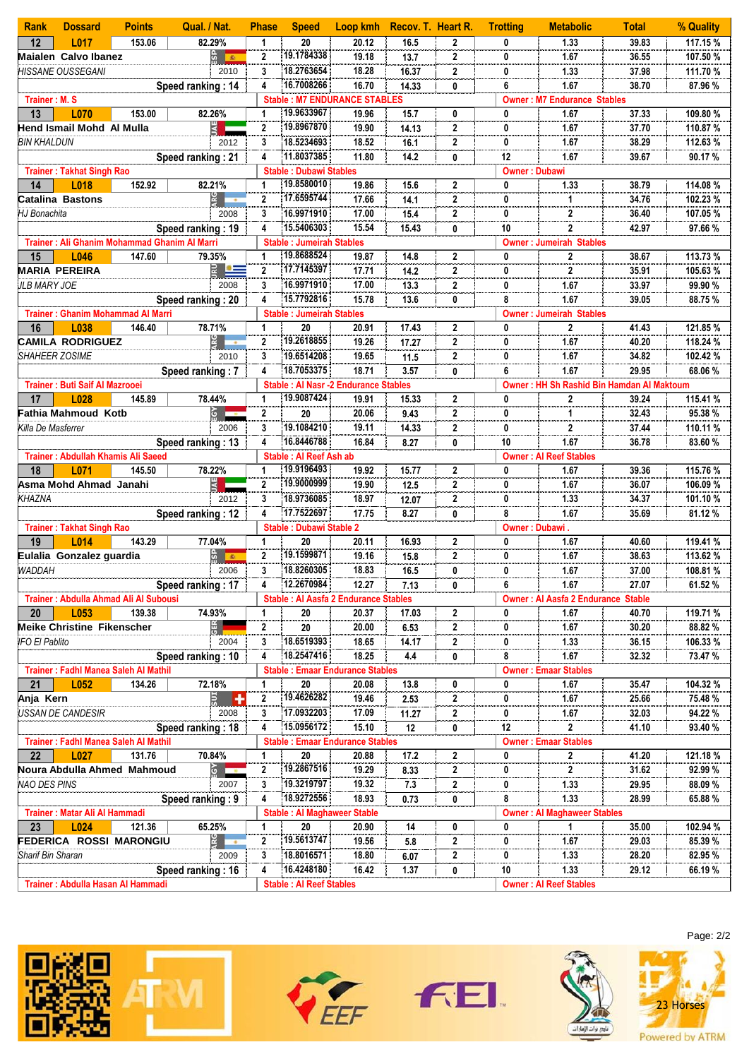| Rank | Dossard | Points | Qual. / Nat. | Phase | Speed | Loop kmh | Recov. T. | Heart R. | Trotting | Metabolic | Total | % Quality |
|---|---|---|---|---|---|---|---|---|---|---|---|---|
| 12 | L017 | 153.06 | 82.29% | 1 | 20 | 20.12 | 16.5 | 2 | 0 | 1.33 | 39.83 | 117.15 % |
| Maialen Calvo Ibanez | | | ESP | 2 | 19.1784338 | 19.18 | 13.7 | 2 | 0 | 1.67 | 36.55 | 107.50 % |
| HISSANE OUSSEGANI | | | 2010 | 3 | 18.2763654 | 18.28 | 16.37 | 2 | 0 | 1.33 | 37.98 | 111.70 % |
| | | Speed ranking : 14 | | 4 | 16.7008266 | 16.70 | 14.33 | 0 | 6 | 1.67 | 38.70 | 87.96 % |
| Trainer : M. S | | | | Stable : M7 ENDURANCE STABLES | | | | | Owner : M7 Endurance Stables | | | |
| 13 | L070 | 153.00 | 82.26% | 1 | 19.9633967 | 19.96 | 15.7 | 0 | 0 | 1.67 | 37.33 | 109.80 % |
| Hend Ismail Mohd Al Mulla | | | UAE | 2 | 19.8967870 | 19.90 | 14.13 | 2 | 0 | 1.67 | 37.70 | 110.87 % |
| BIN KHALDUN | | | 2012 | 3 | 18.5234693 | 18.52 | 16.1 | 2 | 0 | 1.67 | 38.29 | 112.63 % |
| | | Speed ranking : 21 | | 4 | 11.8037385 | 11.80 | 14.2 | 0 | 12 | 1.67 | 39.67 | 90.17 % |
| Trainer : Takhat Singh Rao | | | | Stable : Dubawi Stables | | | | | Owner : Dubawi | | | |
| 14 | L018 | 152.92 | 82.21% | 1 | 19.8580010 | 19.86 | 15.6 | 2 | 0 | 1.33 | 38.79 | 114.08 % |
| Catalina Bastons | | | ARG | 2 | 17.6595744 | 17.66 | 14.1 | 2 | 0 | 1 | 34.76 | 102.23 % |
| HJ Bonachita | | | 2008 | 3 | 16.9971910 | 17.00 | 15.4 | 2 | 0 | 2 | 36.40 | 107.05 % |
| | | Speed ranking : 19 | | 4 | 15.5406303 | 15.54 | 15.43 | 0 | 10 | 2 | 42.97 | 97.66 % |
| Trainer : Ali Ghanim Mohammad Ghanim Al Marri | | | | Stable : Jumeirah Stables | | | | | Owner : Jumeirah Stables | | | |
| 15 | L046 | 147.60 | 79.35% | 1 | 19.8688524 | 19.87 | 14.8 | 2 | 0 | 2 | 38.67 | 113.73 % |
| MARIA PEREIRA | | | URU | 2 | 17.7145397 | 17.71 | 14.2 | 2 | 0 | 2 | 35.91 | 105.63 % |
| JLB MARY JOE | | | 2008 | 3 | 16.9971910 | 17.00 | 13.3 | 2 | 0 | 1.67 | 33.97 | 99.90 % |
| | | Speed ranking : 20 | | 4 | 15.7792816 | 15.78 | 13.6 | 0 | 8 | 1.67 | 39.05 | 88.75 % |
| Trainer : Ghanim Mohammad Al Marri | | | | Stable : Jumeirah Stables | | | | | Owner : Jumeirah Stables | | | |
| 16 | L038 | 146.40 | 78.71% | 1 | 20 | 20.91 | 17.43 | 2 | 0 | 2 | 41.43 | 121.85 % |
| CAMILA RODRIGUEZ | | | ARG | 2 | 19.2618855 | 19.26 | 17.27 | 2 | 0 | 1.67 | 40.20 | 118.24 % |
| SHAHEER ZOSIME | | | 2010 | 3 | 19.6514208 | 19.65 | 11.5 | 2 | 0 | 1.67 | 34.82 | 102.42 % |
| | | Speed ranking : 7 | | 4 | 18.7053375 | 18.71 | 3.57 | 0 | 6 | 1.67 | 29.95 | 68.06 % |
| Trainer : Buti Saif Al Mazrooei | | | | Stable : Al Nasr -2 Endurance Stables | | | | | Owner : HH Sh Rashid Bin Hamdan Al Maktoum | | | |
| 17 | L028 | 145.89 | 78.44% | 1 | 19.9087424 | 19.91 | 15.33 | 2 | 0 | 2 | 39.24 | 115.41 % |
| Fathia Mahmoud Kotb | | | EGY | 2 | 20 | 20.06 | 9.43 | 2 | 0 | 1 | 32.43 | 95.38 % |
| Killa De Masferrer | | | 2006 | 3 | 19.1084210 | 19.11 | 14.33 | 2 | 0 | 2 | 37.44 | 110.11 % |
| | | Speed ranking : 13 | | 4 | 16.8446788 | 16.84 | 8.27 | 0 | 10 | 1.67 | 36.78 | 83.60 % |
| Trainer : Abdullah Khamis Ali Saeed | | | | Stable : Al Reef Ash ab | | | | | Owner : Al Reef Stables | | | |
| 18 | L071 | 145.50 | 78.22% | 1 | 19.9196493 | 19.92 | 15.77 | 2 | 0 | 1.67 | 39.36 | 115.76 % |
| Asma Mohd Ahmad Janahi | | | UAE | 2 | 19.9000999 | 19.90 | 12.5 | 2 | 0 | 1.67 | 36.07 | 106.09 % |
| KHAZNA | | | 2012 | 3 | 18.9736085 | 18.97 | 12.07 | 2 | 0 | 1.33 | 34.37 | 101.10 % |
| | | Speed ranking : 12 | | 4 | 17.7522697 | 17.75 | 8.27 | 0 | 8 | 1.67 | 35.69 | 81.12 % |
| Trainer : Takhat Singh Rao | | | | Stable : Dubawi Stable 2 | | | | | Owner : Dubawi . | | | |
| 19 | L014 | 143.29 | 77.04% | 1 | 20 | 20.11 | 16.93 | 2 | 0 | 1.67 | 40.60 | 119.41 % |
| Eulalia Gonzalez guardia | | | ESP | 2 | 19.1599871 | 19.16 | 15.8 | 2 | 0 | 1.67 | 38.63 | 113.62 % |
| WADDAH | | | 2006 | 3 | 18.8260305 | 18.83 | 16.5 | 0 | 0 | 1.67 | 37.00 | 108.81 % |
| | | Speed ranking : 17 | | 4 | 12.2670984 | 12.27 | 7.13 | 0 | 6 | 1.67 | 27.07 | 61.52 % |
| Trainer : Abdulla Ahmad Ali Al Subousi | | | | Stable : Al Aasfa 2 Endurance Stables | | | | | Owner : Al Aasfa 2 Endurance Stable | | | |
| 20 | L053 | 139.38 | 74.93% | 1 | 20 | 20.37 | 17.03 | 2 | 0 | 1.67 | 40.70 | 119.71 % |
| Meike Christine Fikenscher | | | GER | 2 | 20 | 20.00 | 6.53 | 2 | 0 | 1.67 | 30.20 | 88.82 % |
| IFO El Pablito | | | 2004 | 3 | 18.6519393 | 18.65 | 14.17 | 2 | 0 | 1.33 | 36.15 | 106.33 % |
| | | Speed ranking : 10 | | 4 | 18.2547416 | 18.25 | 4.4 | 0 | 8 | 1.67 | 32.32 | 73.47 % |
| Trainer : Fadhl Manea Saleh Al Mathil | | | | Stable : Emaar Endurance Stables | | | | | Owner : Emaar Stables | | | |
| 21 | L052 | 134.26 | 72.18% | 1 | 20 | 20.08 | 13.8 | 0 | 0 | 1.67 | 35.47 | 104.32 % |
| Anja Kern | | | SUI | 2 | 19.4626282 | 19.46 | 2.53 | 2 | 0 | 1.67 | 25.66 | 75.48 % |
| USSAN DE CANDESIR | | | 2008 | 3 | 17.0932203 | 17.09 | 11.27 | 2 | 0 | 1.67 | 32.03 | 94.22 % |
| | | Speed ranking : 18 | | 4 | 15.0956172 | 15.10 | 12 | 0 | 12 | 2 | 41.10 | 93.40 % |
| Trainer : Fadhl Manea Saleh Al Mathil | | | | Stable : Emaar Endurance Stables | | | | | Owner : Emaar Stables | | | |
| 22 | L027 | 131.76 | 70.84% | 1 | 20 | 20.88 | 17.2 | 2 | 0 | 2 | 41.20 | 121.18 % |
| Noura Abdulla Ahmed Mahmoud | | | EGY | 2 | 19.2867516 | 19.29 | 8.33 | 2 | 0 | 2 | 31.62 | 92.99 % |
| NAO DES PINS | | | 2007 | 3 | 19.3219797 | 19.32 | 7.3 | 2 | 0 | 1.33 | 29.95 | 88.09 % |
| | | Speed ranking : 9 | | 4 | 18.9272556 | 18.93 | 0.73 | 0 | 8 | 1.33 | 28.99 | 65.88 % |
| Trainer : Matar Ali Al Hammadi | | | | Stable : Al Maghaweer Stable | | | | | Owner : Al Maghaweer Stables | | | |
| 23 | L024 | 121.36 | 65.25% | 1 | 20 | 20.90 | 14 | 0 | 0 | 1 | 35.00 | 102.94 % |
| FEDERICA ROSSI MARONGIU | | | ARG | 2 | 19.5613747 | 19.56 | 5.8 | 2 | 0 | 1.67 | 29.03 | 85.39 % |
| Sharif Bin Sharan | | | 2009 | 3 | 18.8016571 | 18.80 | 6.07 | 2 | 0 | 1.33 | 28.20 | 82.95 % |
| | | Speed ranking : 16 | | 4 | 16.4248180 | 16.42 | 1.37 | 0 | 10 | 1.33 | 29.12 | 66.19 % |
| Trainer : Abdulla Hasan Al Hammadi | | | | Stable : Al Reef Stables | | | | | Owner : Al Reef Stables | | | |

23 Horses

Powered by ATRM